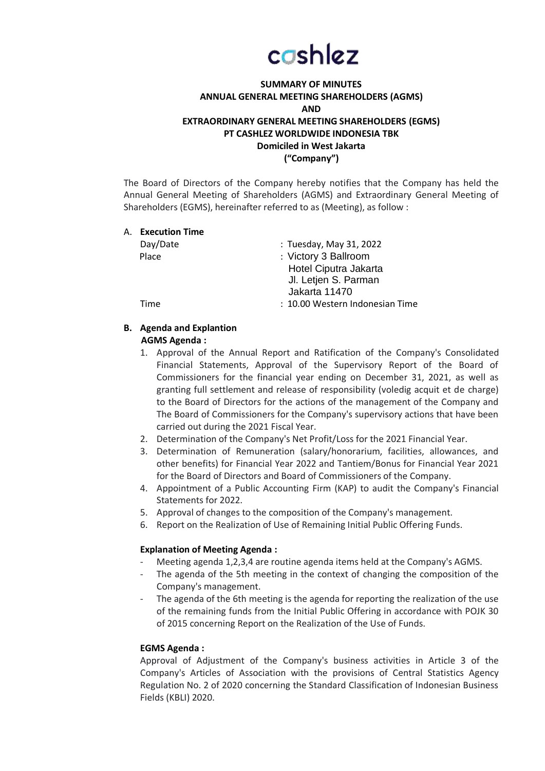cashlez

**SUMMARY OF MINUTES**
**ANNUAL GENERAL MEETING SHAREHOLDERS (AGMS)**
**AND**
**EXTRAORDINARY GENERAL MEETING SHAREHOLDERS (EGMS)**
**PT CASHLEZ WORLDWIDE INDONESIA TBK**
**Domiciled in West Jakarta**
**("Company")**

The Board of Directors of the Company hereby notifies that the Company has held the Annual General Meeting of Shareholders (AGMS) and Extraordinary General Meeting of Shareholders (EGMS), hereinafter referred to as (Meeting), as follow :

A. **Execution Time**

| | |
|---|---|
| Day/Date | : Tuesday, May 31, 2022 |
| Place | : Victory 3 Ballroom<br>Hotel Ciputra Jakarta<br>Jl. Letjen S. Parman<br>Jakarta 11470 |
| Time | : 10.00 Western Indonesian Time |

**B. Agenda and Explantion**

**AGMS Agenda :**

1. Approval of the Annual Report and Ratification of the Company's Consolidated Financial Statements, Approval of the Supervisory Report of the Board of Commissioners for the financial year ending on December 31, 2021, as well as granting full settlement and release of responsibility (voledig acquit et de charge) to the Board of Directors for the actions of the management of the Company and The Board of Commissioners for the Company's supervisory actions that have been carried out during the 2021 Fiscal Year.
2. Determination of the Company's Net Profit/Loss for the 2021 Financial Year.
3. Determination of Remuneration (salary/honorarium, facilities, allowances, and other benefits) for Financial Year 2022 and Tantiem/Bonus for Financial Year 2021 for the Board of Directors and Board of Commissioners of the Company.
4. Appointment of a Public Accounting Firm (KAP) to audit the Company's Financial Statements for 2022.
5. Approval of changes to the composition of the Company's management.
6. Report on the Realization of Use of Remaining Initial Public Offering Funds.

**Explanation of Meeting Agenda :**

- Meeting agenda 1,2,3,4 are routine agenda items held at the Company's AGMS.
- The agenda of the 5th meeting in the context of changing the composition of the Company's management.
- The agenda of the 6th meeting is the agenda for reporting the realization of the use of the remaining funds from the Initial Public Offering in accordance with POJK 30 of 2015 concerning Report on the Realization of the Use of Funds.

**EGMS Agenda :**

Approval of Adjustment of the Company's business activities in Article 3 of the Company's Articles of Association with the provisions of Central Statistics Agency Regulation No. 2 of 2020 concerning the Standard Classification of Indonesian Business Fields (KBLI) 2020.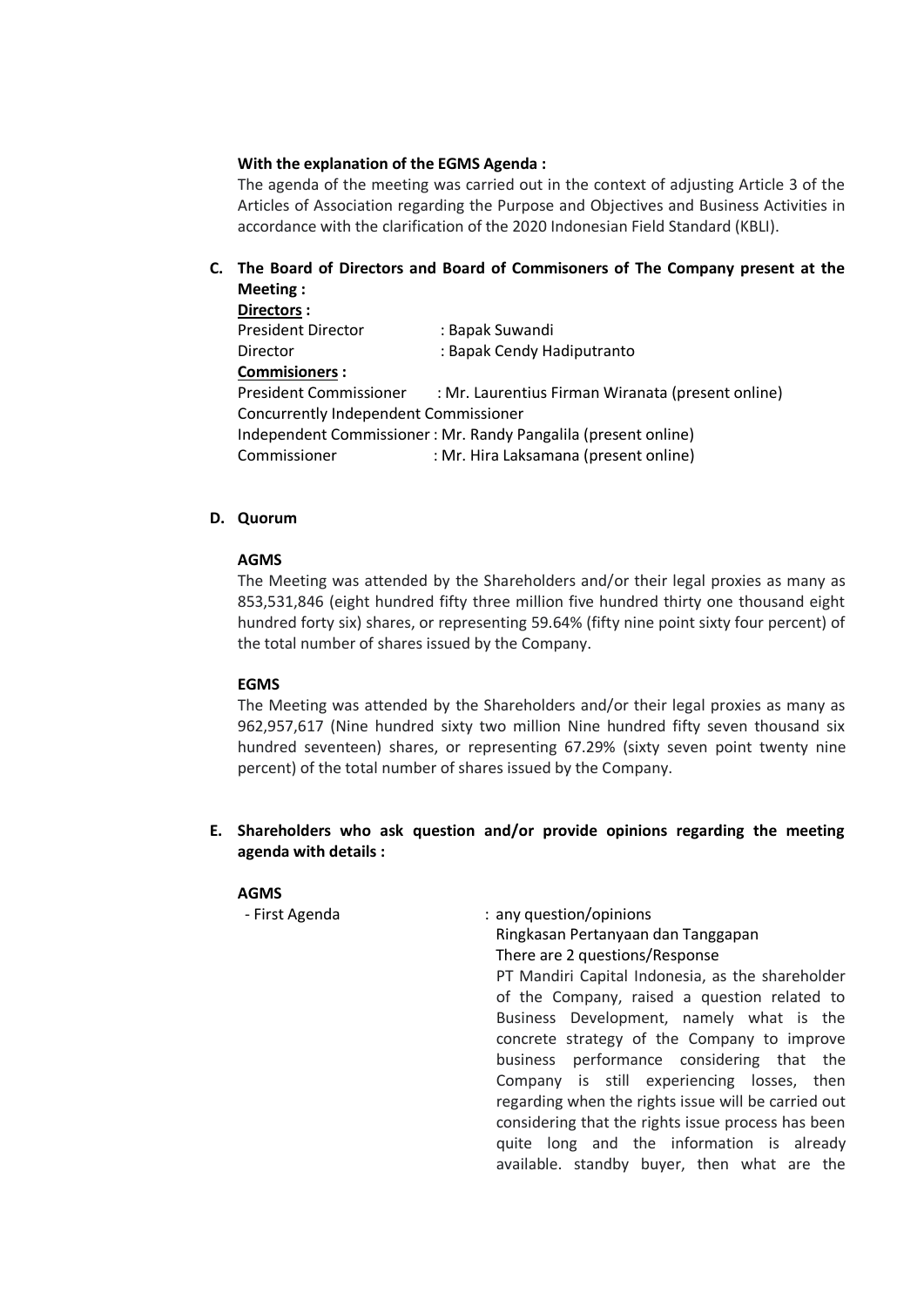**With the explanation of the EGMS Agenda :**

The agenda of the meeting was carried out in the context of adjusting Article 3 of the Articles of Association regarding the Purpose and Objectives and Business Activities in accordance with the clarification of the 2020 Indonesian Field Standard (KBLI).

**C. The Board of Directors and Board of Commisoners of The Company present at the Meeting :**

**Directors :**

President Director : Bapak Suwandi

Director : Bapak Cendy Hadiputranto

**Commisioners :**

President Commissioner : Mr. Laurentius Firman Wiranata (present online)

Concurrently Independent Commissioner

Independent Commissioner : Mr. Randy Pangalila (present online)

Commissioner : Mr. Hira Laksamana (present online)

**D. Quorum**

**AGMS**

The Meeting was attended by the Shareholders and/or their legal proxies as many as 853,531,846 (eight hundred fifty three million five hundred thirty one thousand eight hundred forty six) shares, or representing 59.64% (fifty nine point sixty four percent) of the total number of shares issued by the Company.

**EGMS**

The Meeting was attended by the Shareholders and/or their legal proxies as many as 962,957,617 (Nine hundred sixty two million Nine hundred fifty seven thousand six hundred seventeen) shares, or representing 67.29% (sixty seven point twenty nine percent) of the total number of shares issued by the Company.

**E. Shareholders who ask question and/or provide opinions regarding the meeting agenda with details :**

**AGMS**

- First Agenda : any question/opinions

Ringkasan Pertanyaan dan Tanggapan

There are 2 questions/Response

PT Mandiri Capital Indonesia, as the shareholder of the Company, raised a question related to Business Development, namely what is the concrete strategy of the Company to improve business performance considering that the Company is still experiencing losses, then regarding when the rights issue will be carried out considering that the rights issue process has been quite long and the information is already available. standby buyer, then what are the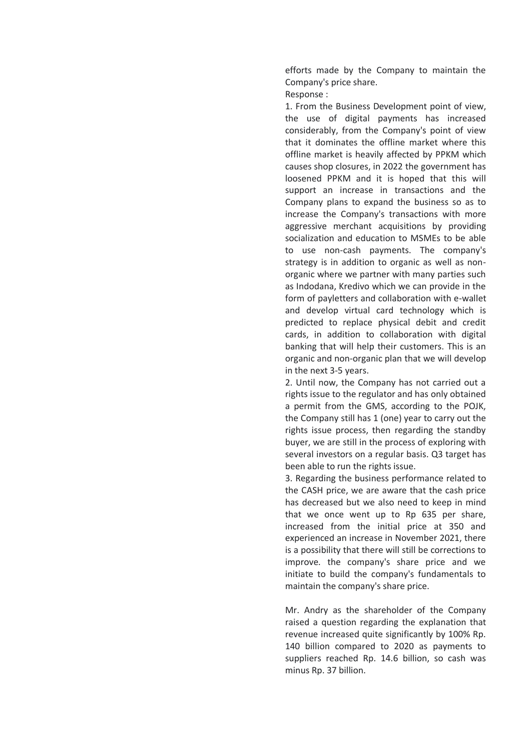efforts made by the Company to maintain the Company's price share.

Response :

1. From the Business Development point of view, the use of digital payments has increased considerably, from the Company's point of view that it dominates the offline market where this offline market is heavily affected by PPKM which causes shop closures, in 2022 the government has loosened PPKM and it is hoped that this will support an increase in transactions and the Company plans to expand the business so as to increase the Company's transactions with more aggressive merchant acquisitions by providing socialization and education to MSMEs to be able to use non-cash payments. The company's strategy is in addition to organic as well as non-organic where we partner with many parties such as Indodana, Kredivo which we can provide in the form of payletters and collaboration with e-wallet and develop virtual card technology which is predicted to replace physical debit and credit cards, in addition to collaboration with digital banking that will help their customers. This is an organic and non-organic plan that we will develop in the next 3-5 years.
2. Until now, the Company has not carried out a rights issue to the regulator and has only obtained a permit from the GMS, according to the POJK, the Company still has 1 (one) year to carry out the rights issue process, then regarding the standby buyer, we are still in the process of exploring with several investors on a regular basis. Q3 target has been able to run the rights issue.
3. Regarding the business performance related to the CASH price, we are aware that the cash price has decreased but we also need to keep in mind that we once went up to Rp 635 per share, increased from the initial price at 350 and experienced an increase in November 2021, there is a possibility that there will still be corrections to improve. the company's share price and we initiate to build the company's fundamentals to maintain the company's share price.

Mr. Andry as the shareholder of the Company raised a question regarding the explanation that revenue increased quite significantly by 100% Rp. 140 billion compared to 2020 as payments to suppliers reached Rp. 14.6 billion, so cash was minus Rp. 37 billion.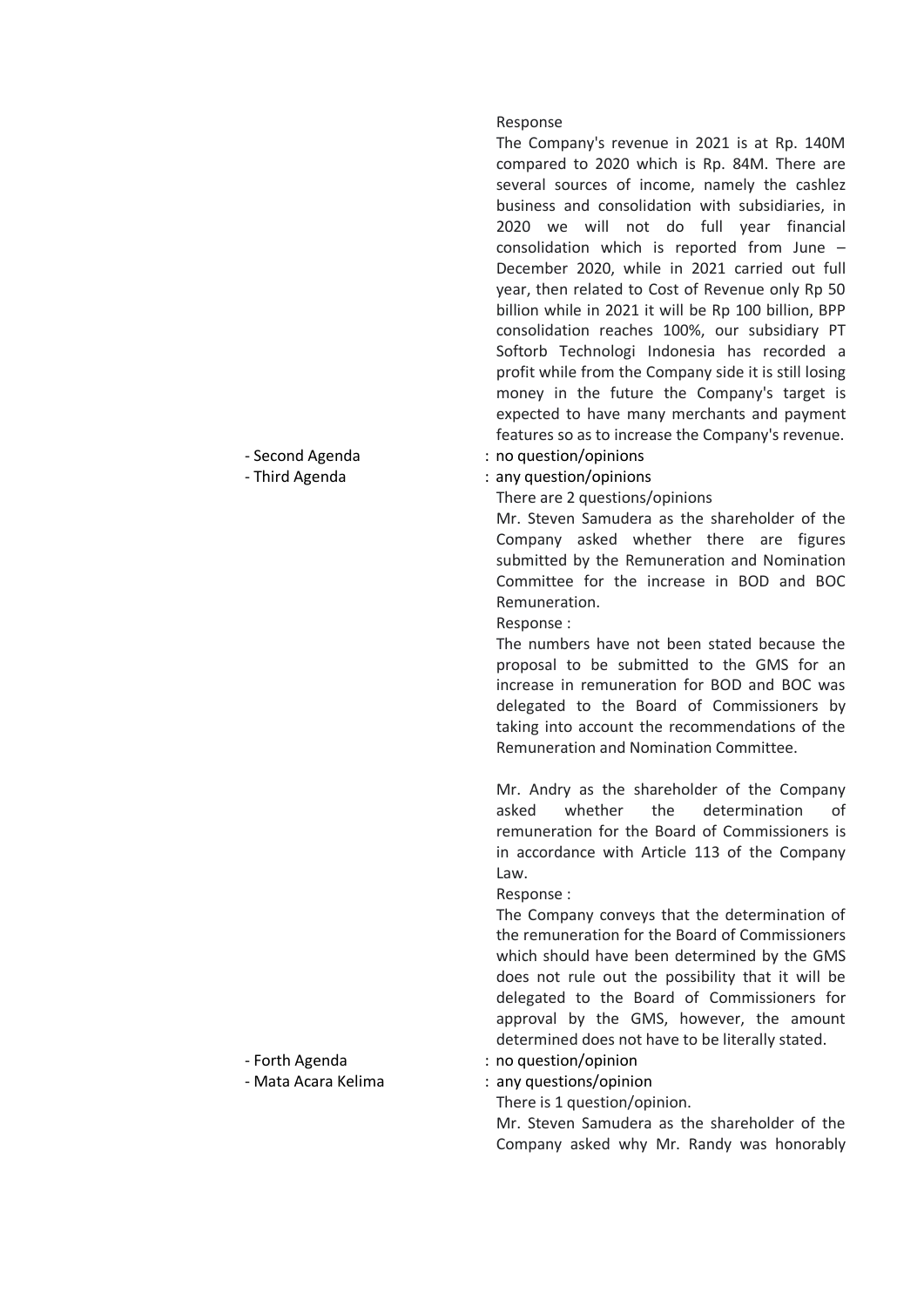Response

The Company's revenue in 2021 is at Rp. 140M compared to 2020 which is Rp. 84M. There are several sources of income, namely the cashlez business and consolidation with subsidiaries, in 2020 we will not do full year financial consolidation which is reported from June – December 2020, while in 2021 carried out full year, then related to Cost of Revenue only Rp 50 billion while in 2021 it will be Rp 100 billion, BPP consolidation reaches 100%, our subsidiary PT Softorb Technologi Indonesia has recorded a profit while from the Company side it is still losing money in the future the Company's target is expected to have many merchants and payment features so as to increase the Company's revenue.

- Second Agenda : no question/opinions
- Third Agenda : any question/opinions

There are 2 questions/opinions

Mr. Steven Samudera as the shareholder of the Company asked whether there are figures submitted by the Remuneration and Nomination Committee for the increase in BOD and BOC Remuneration.

Response :

The numbers have not been stated because the proposal to be submitted to the GMS for an increase in remuneration for BOD and BOC was delegated to the Board of Commissioners by taking into account the recommendations of the Remuneration and Nomination Committee.

Mr. Andry as the shareholder of the Company asked whether the determination of remuneration for the Board of Commissioners is in accordance with Article 113 of the Company Law.

Response :

The Company conveys that the determination of the remuneration for the Board of Commissioners which should have been determined by the GMS does not rule out the possibility that it will be delegated to the Board of Commissioners for approval by the GMS, however, the amount determined does not have to be literally stated.

- Forth Agenda : no question/opinion
- Mata Acara Kelima : any questions/opinion

There is 1 question/opinion.

Mr. Steven Samudera as the shareholder of the Company asked why Mr. Randy was honorably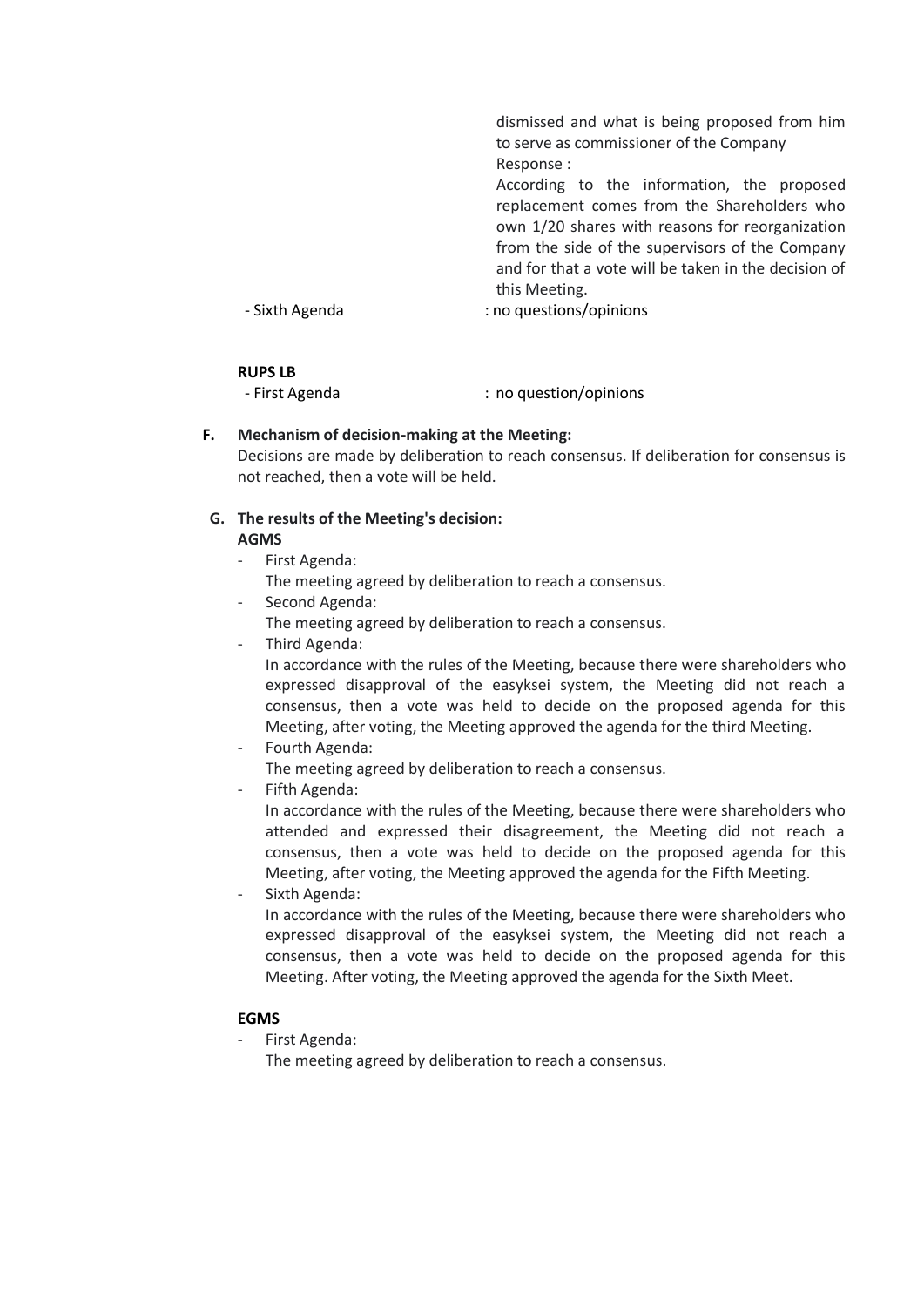dismissed and what is being proposed from him to serve as commissioner of the Company

Response :

According to the information, the proposed replacement comes from the Shareholders who own 1/20 shares with reasons for reorganization from the side of the supervisors of the Company and for that a vote will be taken in the decision of this Meeting.

- Sixth Agenda : no questions/opinions

**RUPS LB**

- First Agenda : no question/opinions

**F. Mechanism of decision-making at the Meeting:**

Decisions are made by deliberation to reach consensus. If deliberation for consensus is not reached, then a vote will be held.

**G. The results of the Meeting's decision:**

**AGMS**

- First Agenda:
  The meeting agreed by deliberation to reach a consensus.
- Second Agenda:
  The meeting agreed by deliberation to reach a consensus.
- Third Agenda:
  In accordance with the rules of the Meeting, because there were shareholders who expressed disapproval of the easyksei system, the Meeting did not reach a consensus, then a vote was held to decide on the proposed agenda for this Meeting, after voting, the Meeting approved the agenda for the third Meeting.
- Fourth Agenda:
  The meeting agreed by deliberation to reach a consensus.
- Fifth Agenda:
  In accordance with the rules of the Meeting, because there were shareholders who attended and expressed their disagreement, the Meeting did not reach a consensus, then a vote was held to decide on the proposed agenda for this Meeting, after voting, the Meeting approved the agenda for the Fifth Meeting.
- Sixth Agenda:
  In accordance with the rules of the Meeting, because there were shareholders who expressed disapproval of the easyksei system, the Meeting did not reach a consensus, then a vote was held to decide on the proposed agenda for this Meeting. After voting, the Meeting approved the agenda for the Sixth Meet.

**EGMS**

- First Agenda:
  The meeting agreed by deliberation to reach a consensus.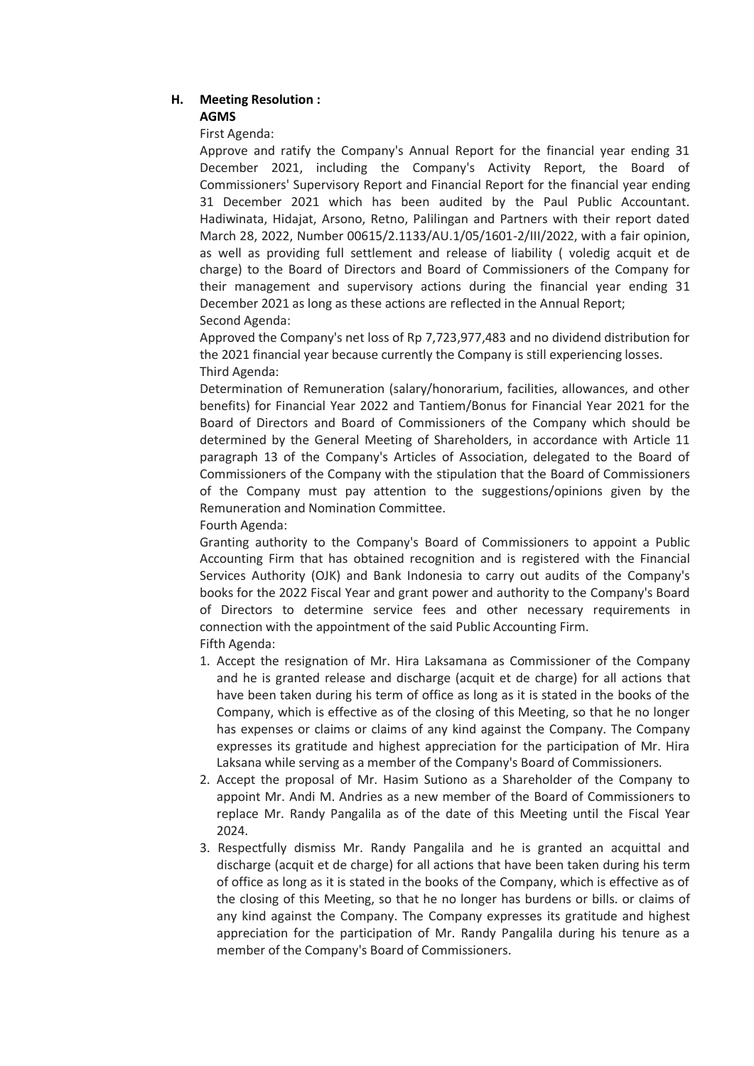**H. Meeting Resolution :**

**AGMS**

First Agenda:

Approve and ratify the Company's Annual Report for the financial year ending 31 December 2021, including the Company's Activity Report, the Board of Commissioners' Supervisory Report and Financial Report for the financial year ending 31 December 2021 which has been audited by the Paul Public Accountant. Hadiwinata, Hidajat, Arsono, Retno, Palilingan and Partners with their report dated March 28, 2022, Number 00615/2.1133/AU.1/05/1601-2/III/2022, with a fair opinion, as well as providing full settlement and release of liability ( voledig acquit et de charge) to the Board of Directors and Board of Commissioners of the Company for their management and supervisory actions during the financial year ending 31 December 2021 as long as these actions are reflected in the Annual Report;

Second Agenda:

Approved the Company's net loss of Rp 7,723,977,483 and no dividend distribution for the 2021 financial year because currently the Company is still experiencing losses.

Third Agenda:

Determination of Remuneration (salary/honorarium, facilities, allowances, and other benefits) for Financial Year 2022 and Tantiem/Bonus for Financial Year 2021 for the Board of Directors and Board of Commissioners of the Company which should be determined by the General Meeting of Shareholders, in accordance with Article 11 paragraph 13 of the Company's Articles of Association, delegated to the Board of Commissioners of the Company with the stipulation that the Board of Commissioners of the Company must pay attention to the suggestions/opinions given by the Remuneration and Nomination Committee.

Fourth Agenda:

Granting authority to the Company's Board of Commissioners to appoint a Public Accounting Firm that has obtained recognition and is registered with the Financial Services Authority (OJK) and Bank Indonesia to carry out audits of the Company's books for the 2022 Fiscal Year and grant power and authority to the Company's Board of Directors to determine service fees and other necessary requirements in connection with the appointment of the said Public Accounting Firm.

Fifth Agenda:

1. Accept the resignation of Mr. Hira Laksamana as Commissioner of the Company and he is granted release and discharge (acquit et de charge) for all actions that have been taken during his term of office as long as it is stated in the books of the Company, which is effective as of the closing of this Meeting, so that he no longer has expenses or claims or claims of any kind against the Company. The Company expresses its gratitude and highest appreciation for the participation of Mr. Hira Laksana while serving as a member of the Company's Board of Commissioners.
2. Accept the proposal of Mr. Hasim Sutiono as a Shareholder of the Company to appoint Mr. Andi M. Andries as a new member of the Board of Commissioners to replace Mr. Randy Pangalila as of the date of this Meeting until the Fiscal Year 2024.
3. Respectfully dismiss Mr. Randy Pangalila and he is granted an acquittal and discharge (acquit et de charge) for all actions that have been taken during his term of office as long as it is stated in the books of the Company, which is effective as of the closing of this Meeting, so that he no longer has burdens or bills. or claims of any kind against the Company. The Company expresses its gratitude and highest appreciation for the participation of Mr. Randy Pangalila during his tenure as a member of the Company's Board of Commissioners.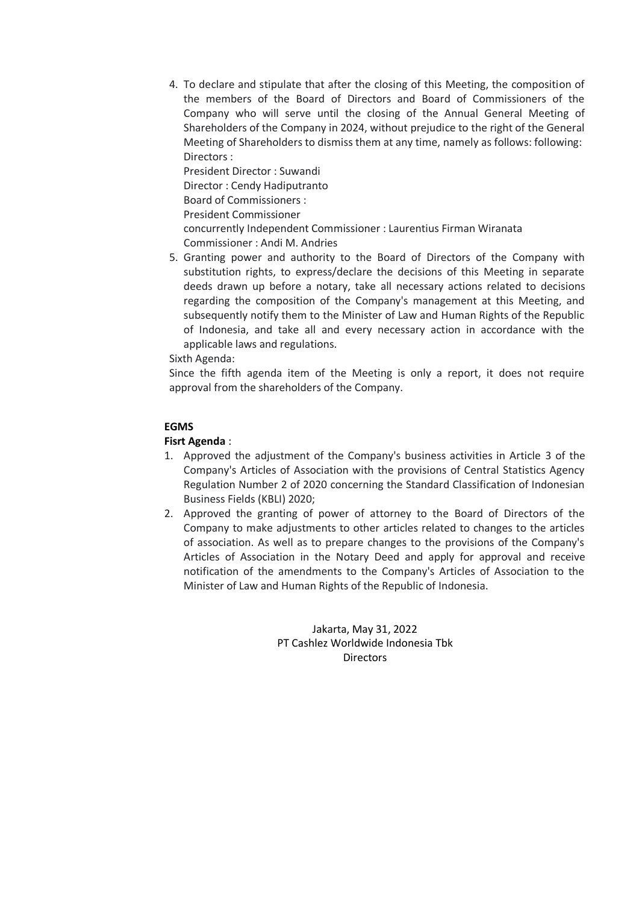4. To declare and stipulate that after the closing of this Meeting, the composition of the members of the Board of Directors and Board of Commissioners of the Company who will serve until the closing of the Annual General Meeting of Shareholders of the Company in 2024, without prejudice to the right of the General Meeting of Shareholders to dismiss them at any time, namely as follows: following:
   Directors :
   President Director : Suwandi
   Director : Cendy Hadiputranto
   Board of Commissioners :
   President Commissioner
   concurrently Independent Commissioner : Laurentius Firman Wiranata
   Commissioner : Andi M. Andries
5. Granting power and authority to the Board of Directors of the Company with substitution rights, to express/declare the decisions of this Meeting in separate deeds drawn up before a notary, take all necessary actions related to decisions regarding the composition of the Company's management at this Meeting, and subsequently notify them to the Minister of Law and Human Rights of the Republic of Indonesia, and take all and every necessary action in accordance with the applicable laws and regulations.

Sixth Agenda:

Since the fifth agenda item of the Meeting is only a report, it does not require approval from the shareholders of the Company.

**EGMS**

**Fisrt Agenda** :

1. Approved the adjustment of the Company's business activities in Article 3 of the Company's Articles of Association with the provisions of Central Statistics Agency Regulation Number 2 of 2020 concerning the Standard Classification of Indonesian Business Fields (KBLI) 2020;
2. Approved the granting of power of attorney to the Board of Directors of the Company to make adjustments to other articles related to changes to the articles of association. As well as to prepare changes to the provisions of the Company's Articles of Association in the Notary Deed and apply for approval and receive notification of the amendments to the Company's Articles of Association to the Minister of Law and Human Rights of the Republic of Indonesia.

Jakarta, May 31, 2022
PT Cashlez Worldwide Indonesia Tbk
Directors